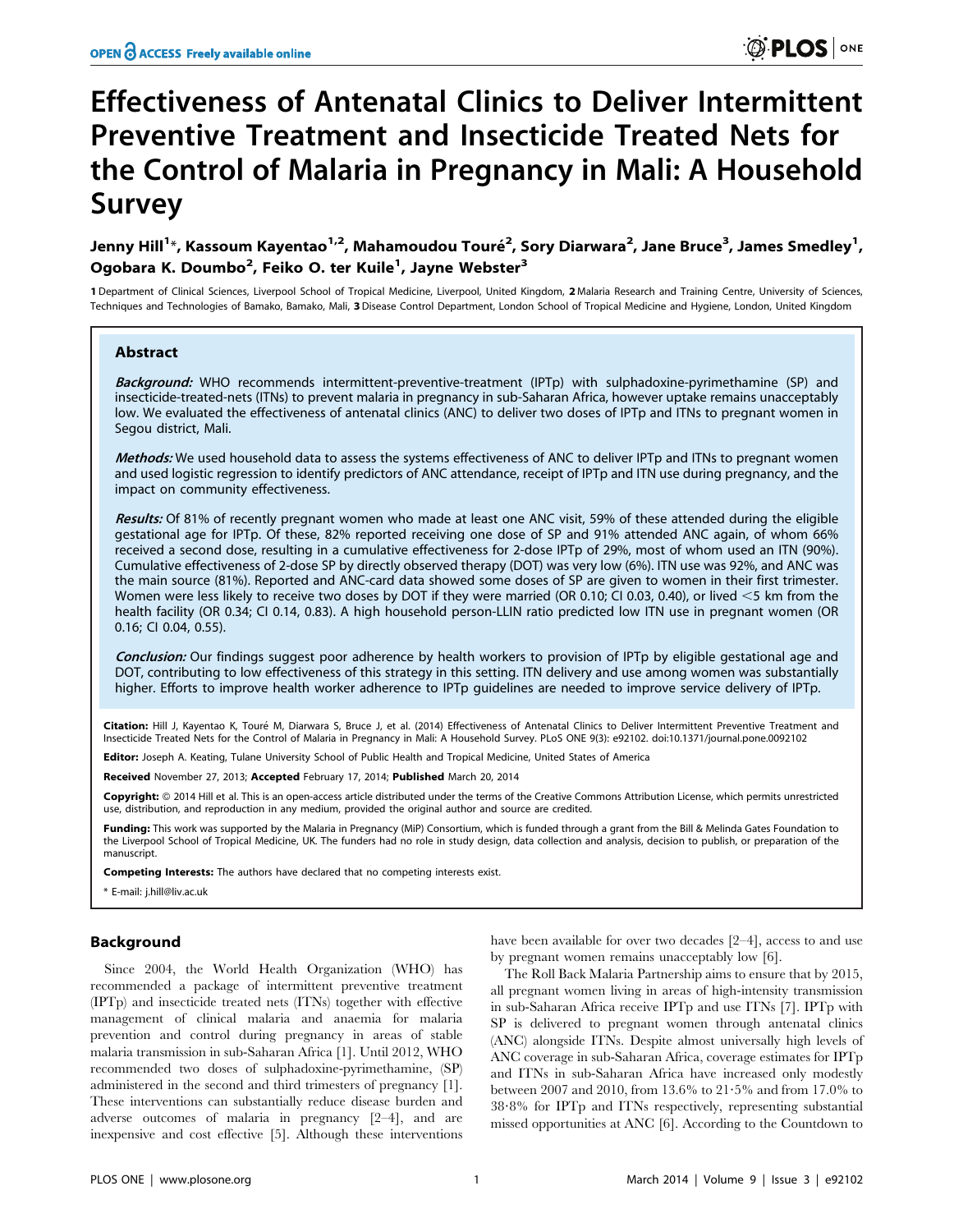# Effectiveness of Antenatal Clinics to Deliver Intermittent Preventive Treatment and Insecticide Treated Nets for the Control of Malaria in Pregnancy in Mali: A Household Survey

Jenny Hill[1]*, Kassoum Kayentao[1,2], Mahamoudou Touré[2], Sory Diarwara[2], Jane Bruce[3], James Smedley[1], Ogobara K. Doumbo[2], Feiko O. ter Kuile[1], Jayne Webster[3]

1 Department of Clinical Sciences, Liverpool School of Tropical Medicine, Liverpool, United Kingdom, 2 Malaria Research and Training Centre, University of Sciences, Techniques and Technologies of Bamako, Bamako, Mali, 3 Disease Control Department, London School of Tropical Medicine and Hygiene, London, United Kingdom

## Abstract

***Background:*** WHO recommends intermittent-preventive-treatment (IPTp) with sulphadoxine-pyrimethamine (SP) and insecticide-treated-nets (ITNs) to prevent malaria in pregnancy in sub-Saharan Africa, however uptake remains unacceptably low. We evaluated the effectiveness of antenatal clinics (ANC) to deliver two doses of IPTp and ITNs to pregnant women in Segou district, Mali.

***Methods:*** We used household data to assess the systems effectiveness of ANC to deliver IPTp and ITNs to pregnant women and used logistic regression to identify predictors of ANC attendance, receipt of IPTp and ITN use during pregnancy, and the impact on community effectiveness.

***Results:*** Of 81% of recently pregnant women who made at least one ANC visit, 59% of these attended during the eligible gestational age for IPTp. Of these, 82% reported receiving one dose of SP and 91% attended ANC again, of whom 66% received a second dose, resulting in a cumulative effectiveness for 2-dose IPTp of 29%, most of whom used an ITN (90%). Cumulative effectiveness of 2-dose SP by directly observed therapy (DOT) was very low (6%). ITN use was 92%, and ANC was the main source (81%). Reported and ANC-card data showed some doses of SP are given to women in their first trimester. Women were less likely to receive two doses by DOT if they were married (OR 0.10; CI 0.03, 0.40), or lived <5 km from the health facility (OR 0.34; CI 0.14, 0.83). A high household person-LLIN ratio predicted low ITN use in pregnant women (OR 0.16; CI 0.04, 0.55).

***Conclusion:*** Our findings suggest poor adherence by health workers to provision of IPTp by eligible gestational age and DOT, contributing to low effectiveness of this strategy in this setting. ITN delivery and use among women was substantially higher. Efforts to improve health worker adherence to IPTp guidelines are needed to improve service delivery of IPTp.

**Citation:** Hill J, Kayentao K, Touré M, Diarwara S, Bruce J, et al. (2014) Effectiveness of Antenatal Clinics to Deliver Intermittent Preventive Treatment and Insecticide Treated Nets for the Control of Malaria in Pregnancy in Mali: A Household Survey. PLoS ONE 9(3): e92102. doi:10.1371/journal.pone.0092102

**Editor:** Joseph A. Keating, Tulane University School of Public Health and Tropical Medicine, United States of America

**Received** November 27, 2013; **Accepted** February 17, 2014; **Published** March 20, 2014

**Copyright:** © 2014 Hill et al. This is an open-access article distributed under the terms of the Creative Commons Attribution License, which permits unrestricted use, distribution, and reproduction in any medium, provided the original author and source are credited.

**Funding:** This work was supported by the Malaria in Pregnancy (MiP) Consortium, which is funded through a grant from the Bill & Melinda Gates Foundation to the Liverpool School of Tropical Medicine, UK. The funders had no role in study design, data collection and analysis, decision to publish, or preparation of the manuscript.

**Competing Interests:** The authors have declared that no competing interests exist.

\* E-mail: j.hill@liv.ac.uk

## Background

Since 2004, the World Health Organization (WHO) has recommended a package of intermittent preventive treatment (IPTp) and insecticide treated nets (ITNs) together with effective management of clinical malaria and anaemia for malaria prevention and control during pregnancy in areas of stable malaria transmission in sub-Saharan Africa [1]. Until 2012, WHO recommended two doses of sulphadoxine-pyrimethamine, (SP) administered in the second and third trimesters of pregnancy [1]. These interventions can substantially reduce disease burden and adverse outcomes of malaria in pregnancy [2–4], and are inexpensive and cost effective [5]. Although these interventions have been available for over two decades [2–4], access to and use by pregnant women remains unacceptably low [6].

The Roll Back Malaria Partnership aims to ensure that by 2015, all pregnant women living in areas of high-intensity transmission in sub-Saharan Africa receive IPTp and use ITNs [7]. IPTp with SP is delivered to pregnant women through antenatal clinics (ANC) alongside ITNs. Despite almost universally high levels of ANC coverage in sub-Saharan Africa, coverage estimates for IPTp and ITNs in sub-Saharan Africa have increased only modestly between 2007 and 2010, from 13.6% to 21·5% and from 17.0% to 38·8% for IPTp and ITNs respectively, representing substantial missed opportunities at ANC [6]. According to the Countdown to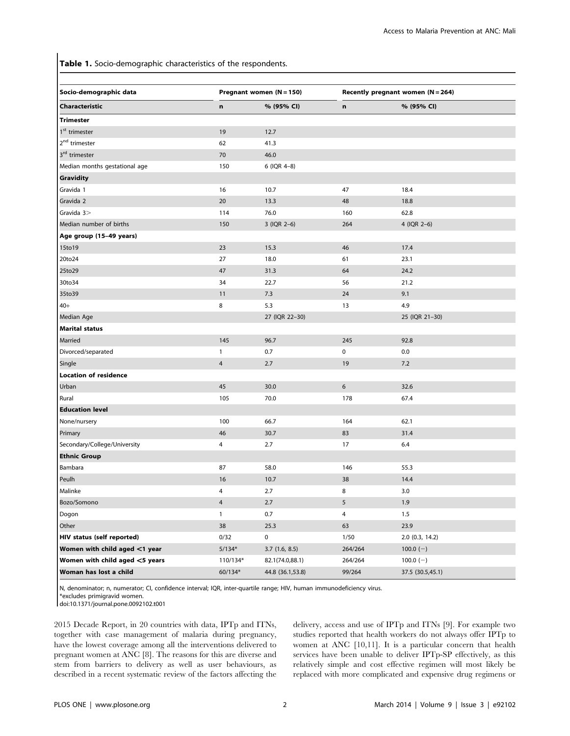**Table 1.** Socio-demographic characteristics of the respondents.

| Socio-demographic data | Pregnant women (N = 150) | | Recently pregnant women (N = 264) | |
|---|---|---|---|---|
| **Characteristic** | **n** | **% (95% CI)** | **n** | **% (95% CI)** |
| **Trimester** | | | | |
| 1st trimester | 19 | 12.7 | | |
| 2nd trimester | 62 | 41.3 | | |
| 3rd trimester | 70 | 46.0 | | |
| Median months gestational age | 150 | 6 (IQR 4–8) | | |
| **Gravidity** | | | | |
| Gravida 1 | 16 | 10.7 | 47 | 18.4 |
| Gravida 2 | 20 | 13.3 | 48 | 18.8 |
| Gravida 3> | 114 | 76.0 | 160 | 62.8 |
| Median number of births | 150 | 3 (IQR 2–6) | 264 | 4 (IQR 2–6) |
| **Age group (15–49 years)** | | | | |
| 15to19 | 23 | 15.3 | 46 | 17.4 |
| 20to24 | 27 | 18.0 | 61 | 23.1 |
| 25to29 | 47 | 31.3 | 64 | 24.2 |
| 30to34 | 34 | 22.7 | 56 | 21.2 |
| 35to39 | 11 | 7.3 | 24 | 9.1 |
| 40+ | 8 | 5.3 | 13 | 4.9 |
| Median Age | | 27 (IQR 22–30) | | 25 (IQR 21–30) |
| **Marital status** | | | | |
| Married | 145 | 96.7 | 245 | 92.8 |
| Divorced/separated | 1 | 0.7 | 0 | 0.0 |
| Single | 4 | 2.7 | 19 | 7.2 |
| **Location of residence** | | | | |
| Urban | 45 | 30.0 | 6 | 32.6 |
| Rural | 105 | 70.0 | 178 | 67.4 |
| **Education level** | | | | |
| None/nursery | 100 | 66.7 | 164 | 62.1 |
| Primary | 46 | 30.7 | 83 | 31.4 |
| Secondary/College/University | 4 | 2.7 | 17 | 6.4 |
| **Ethnic Group** | | | | |
| Bambara | 87 | 58.0 | 146 | 55.3 |
| Peulh | 16 | 10.7 | 38 | 14.4 |
| Malinke | 4 | 2.7 | 8 | 3.0 |
| Bozo/Somono | 4 | 2.7 | 5 | 1.9 |
| Dogon | 1 | 0.7 | 4 | 1.5 |
| Other | 38 | 25.3 | 63 | 23.9 |
| **HIV status (self reported)** | 0/32 | 0 | 1/50 | 2.0 (0.3, 14.2) |
| **Women with child aged <1 year** | 5/134* | 3.7 (1.6, 8.5) | 264/264 | 100.0 (−) |
| **Women with child aged <5 years** | 110/134* | 82.1(74.0,88.1) | 264/264 | 100.0 (−) |
| **Woman has lost a child** | 60/134* | 44.8 (36.1,53.8) | 99/264 | 37.5 (30.5,45.1) |

N, denominator; n, numerator; CI, confidence interval; IQR, inter-quartile range; HIV, human immunodeficiency virus.
*excludes primigravid women.
doi:10.1371/journal.pone.0092102.t001

2015 Decade Report, in 20 countries with data, IPTp and ITNs, together with case management of malaria during pregnancy, have the lowest coverage among all the interventions delivered to pregnant women at ANC [8]. The reasons for this are diverse and stem from barriers to delivery as well as user behaviours, as described in a recent systematic review of the factors affecting the delivery, access and use of IPTp and ITNs [9]. For example two studies reported that health workers do not always offer IPTp to women at ANC [10,11]. It is a particular concern that health services have been unable to deliver IPTp-SP effectively, as this relatively simple and cost effective regimen will most likely be replaced with more complicated and expensive drug regimens or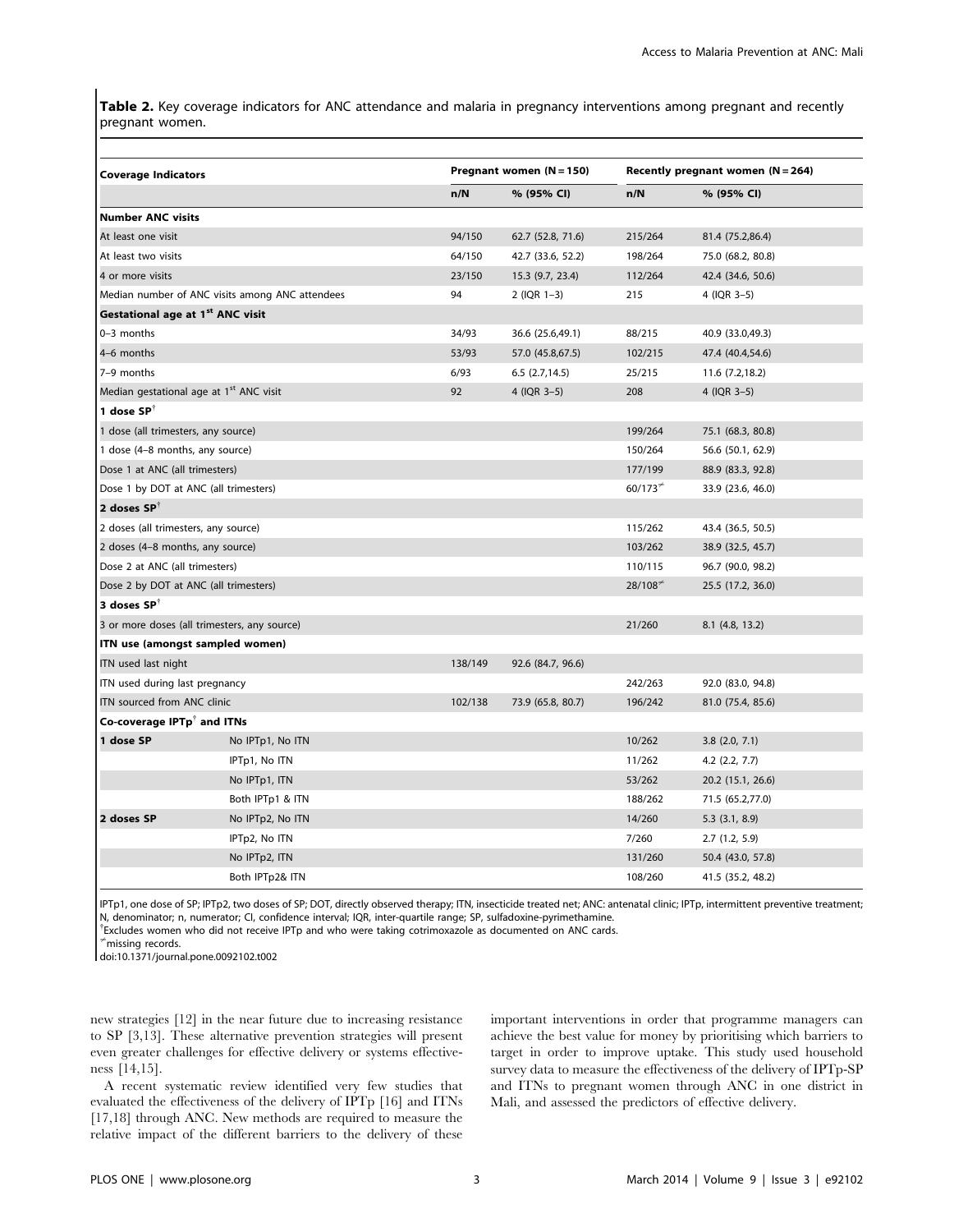**Table 2.** Key coverage indicators for ANC attendance and malaria in pregnancy interventions among pregnant and recently pregnant women.

| Coverage Indicators | | Pregnant women (N = 150) | | Recently pregnant women (N = 264) | |
|---|---|---|---|---|---|
| | | n/N | % (95% CI) | n/N | % (95% CI) |
| **Number ANC visits** | | | | | |
| At least one visit | | 94/150 | 62.7 (52.8, 71.6) | 215/264 | 81.4 (75.2,86.4) |
| At least two visits | | 64/150 | 42.7 (33.6, 52.2) | 198/264 | 75.0 (68.2, 80.8) |
| 4 or more visits | | 23/150 | 15.3 (9.7, 23.4) | 112/264 | 42.4 (34.6, 50.6) |
| Median number of ANC visits among ANC attendees | | 94 | 2 (IQR 1–3) | 215 | 4 (IQR 3–5) |
| **Gestational age at 1st ANC visit** | | | | | |
| 0–3 months | | 34/93 | 36.6 (25.6,49.1) | 88/215 | 40.9 (33.0,49.3) |
| 4–6 months | | 53/93 | 57.0 (45.8,67.5) | 102/215 | 47.4 (40.4,54.6) |
| 7–9 months | | 6/93 | 6.5 (2.7,14.5) | 25/215 | 11.6 (7.2,18.2) |
| Median gestational age at 1st ANC visit | | 92 | 4 (IQR 3–5) | 208 | 4 (IQR 3–5) |
| **1 dose SP**[†] | | | | | |
| 1 dose (all trimesters, any source) | | | | 199/264 | 75.1 (68.3, 80.8) |
| 1 dose (4–8 months, any source) | | | | 150/264 | 56.6 (50.1, 62.9) |
| Dose 1 at ANC (all trimesters) | | | | 177/199 | 88.9 (83.3, 92.8) |
| Dose 1 by DOT at ANC (all trimesters) | | | | 60/173[‡] | 33.9 (23.6, 46.0) |
| **2 doses SP**[†] | | | | | |
| 2 doses (all trimesters, any source) | | | | 115/262 | 43.4 (36.5, 50.5) |
| 2 doses (4–8 months, any source) | | | | 103/262 | 38.9 (32.5, 45.7) |
| Dose 2 at ANC (all trimesters) | | | | 110/115 | 96.7 (90.0, 98.2) |
| Dose 2 by DOT at ANC (all trimesters) | | | | 28/108[‡] | 25.5 (17.2, 36.0) |
| **3 doses SP**[†] | | | | | |
| 3 or more doses (all trimesters, any source) | | | | 21/260 | 8.1 (4.8, 13.2) |
| **ITN use (amongst sampled women)** | | | | | |
| ITN used last night | | 138/149 | 92.6 (84.7, 96.6) | | |
| ITN used during last pregnancy | | | | 242/263 | 92.0 (83.0, 94.8) |
| ITN sourced from ANC clinic | | 102/138 | 73.9 (65.8, 80.7) | 196/242 | 81.0 (75.4, 85.6) |
| **Co-coverage IPTp[†] and ITNs** | | | | | |
| **1 dose SP** | No IPTp1, No ITN | | | 10/262 | 3.8 (2.0, 7.1) |
| | IPTp1, No ITN | | | 11/262 | 4.2 (2.2, 7.7) |
| | No IPTp1, ITN | | | 53/262 | 20.2 (15.1, 26.6) |
| | Both IPTp1 & ITN | | | 188/262 | 71.5 (65.2,77.0) |
| **2 doses SP** | No IPTp2, No ITN | | | 14/260 | 5.3 (3.1, 8.9) |
| | IPTp2, No ITN | | | 7/260 | 2.7 (1.2, 5.9) |
| | No IPTp2, ITN | | | 131/260 | 50.4 (43.0, 57.8) |
| | Both IPTp2& ITN | | | 108/260 | 41.5 (35.2, 48.2) |

IPTp1, one dose of SP; IPTp2, two doses of SP; DOT, directly observed therapy; ITN, insecticide treated net; ANC: antenatal clinic; IPTp, intermittent preventive treatment; N, denominator; n, numerator; CI, confidence interval; IQR, inter-quartile range; SP, sulfadoxine-pyrimethamine.

[†]Excludes women who did not receive IPTp and who were taking cotrimoxazole as documented on ANC cards.

[‡]missing records.

doi:10.1371/journal.pone.0092102.t002

new strategies [12] in the near future due to increasing resistance to SP [3,13]. These alternative prevention strategies will present even greater challenges for effective delivery or systems effectiveness [14,15].

A recent systematic review identified very few studies that evaluated the effectiveness of the delivery of IPTp [16] and ITNs [17,18] through ANC. New methods are required to measure the relative impact of the different barriers to the delivery of these important interventions in order that programme managers can achieve the best value for money by prioritising which barriers to target in order to improve uptake. This study used household survey data to measure the effectiveness of the delivery of IPTp-SP and ITNs to pregnant women through ANC in one district in Mali, and assessed the predictors of effective delivery.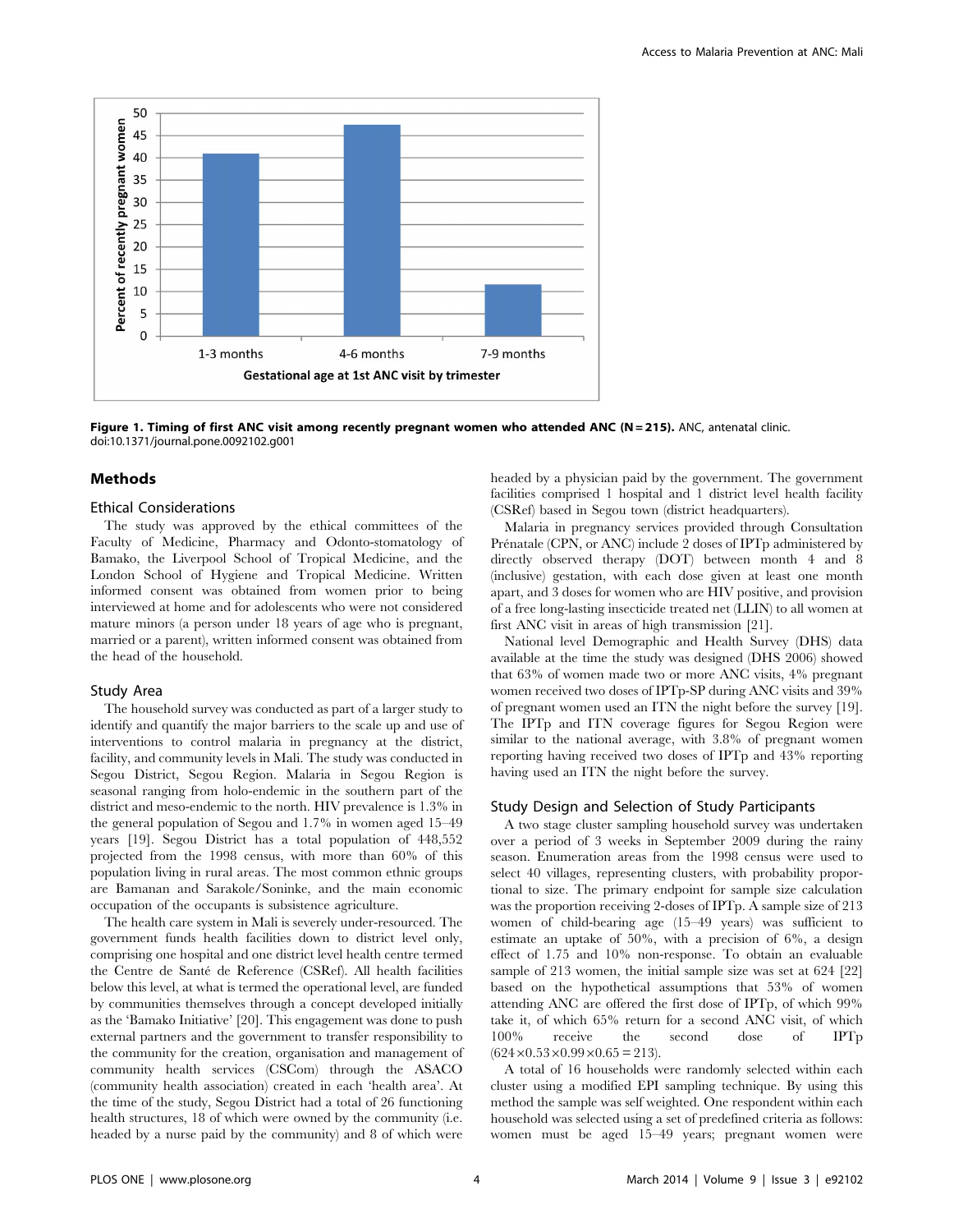**Figure 1. Timing of first ANC visit among recently pregnant women who attended ANC (N = 215).** ANC, antenatal clinic.
doi:10.1371/journal.pone.0092102.g001

## Methods

### Ethical Considerations

The study was approved by the ethical committees of the Faculty of Medicine, Pharmacy and Odonto-stomatology of Bamako, the Liverpool School of Tropical Medicine, and the London School of Hygiene and Tropical Medicine. Written informed consent was obtained from women prior to being interviewed at home and for adolescents who were not considered mature minors (a person under 18 years of age who is pregnant, married or a parent), written informed consent was obtained from the head of the household.

### Study Area

The household survey was conducted as part of a larger study to identify and quantify the major barriers to the scale up and use of interventions to control malaria in pregnancy at the district, facility, and community levels in Mali. The study was conducted in Segou District, Segou Region. Malaria in Segou Region is seasonal ranging from holo-endemic in the southern part of the district and meso-endemic to the north. HIV prevalence is 1.3% in the general population of Segou and 1.7% in women aged 15–49 years [19]. Segou District has a total population of 448,552 projected from the 1998 census, with more than 60% of this population living in rural areas. The most common ethnic groups are Bamanan and Sarakole/Soninke, and the main economic occupation of the occupants is subsistence agriculture.

The health care system in Mali is severely under-resourced. The government funds health facilities down to district level only, comprising one hospital and one district level health centre termed the Centre de Santé de Reference (CSRef). All health facilities below this level, at what is termed the operational level, are funded by communities themselves through a concept developed initially as the 'Bamako Initiative' [20]. This engagement was done to push external partners and the government to transfer responsibility to the community for the creation, organisation and management of community health services (CSCom) through the ASACO (community health association) created in each 'health area'. At the time of the study, Segou District had a total of 26 functioning health structures, 18 of which were owned by the community (i.e. headed by a nurse paid by the community) and 8 of which were headed by a physician paid by the government. The government facilities comprised 1 hospital and 1 district level health facility (CSRef) based in Segou town (district headquarters).

Malaria in pregnancy services provided through Consultation Prénatale (CPN, or ANC) include 2 doses of IPTp administered by directly observed therapy (DOT) between month 4 and 8 (inclusive) gestation, with each dose given at least one month apart, and 3 doses for women who are HIV positive, and provision of a free long-lasting insecticide treated net (LLIN) to all women at first ANC visit in areas of high transmission [21].

National level Demographic and Health Survey (DHS) data available at the time the study was designed (DHS 2006) showed that 63% of women made two or more ANC visits, 4% pregnant women received two doses of IPTp-SP during ANC visits and 39% of pregnant women used an ITN the night before the survey [19]. The IPTp and ITN coverage figures for Segou Region were similar to the national average, with 3.8% of pregnant women reporting having received two doses of IPTp and 43% reporting having used an ITN the night before the survey.

### Study Design and Selection of Study Participants

A two stage cluster sampling household survey was undertaken over a period of 3 weeks in September 2009 during the rainy season. Enumeration areas from the 1998 census were used to select 40 villages, representing clusters, with probability proportional to size. The primary endpoint for sample size calculation was the proportion receiving 2-doses of IPTp. A sample size of 213 women of child-bearing age (15–49 years) was sufficient to estimate an uptake of 50%, with a precision of 6%, a design effect of 1.75 and 10% non-response. To obtain an evaluable sample of 213 women, the initial sample size was set at 624 [22] based on the hypothetical assumptions that 53% of women attending ANC are offered the first dose of IPTp, of which 99% take it, of which 65% return for a second ANC visit, of which 100% receive the second dose of IPTp ($624 \times 0.53 \times 0.99 \times 0.65 = 213$).

A total of 16 households were randomly selected within each cluster using a modified EPI sampling technique. By using this method the sample was self weighted. One respondent within each household was selected using a set of predefined criteria as follows: women must be aged 15–49 years; pregnant women were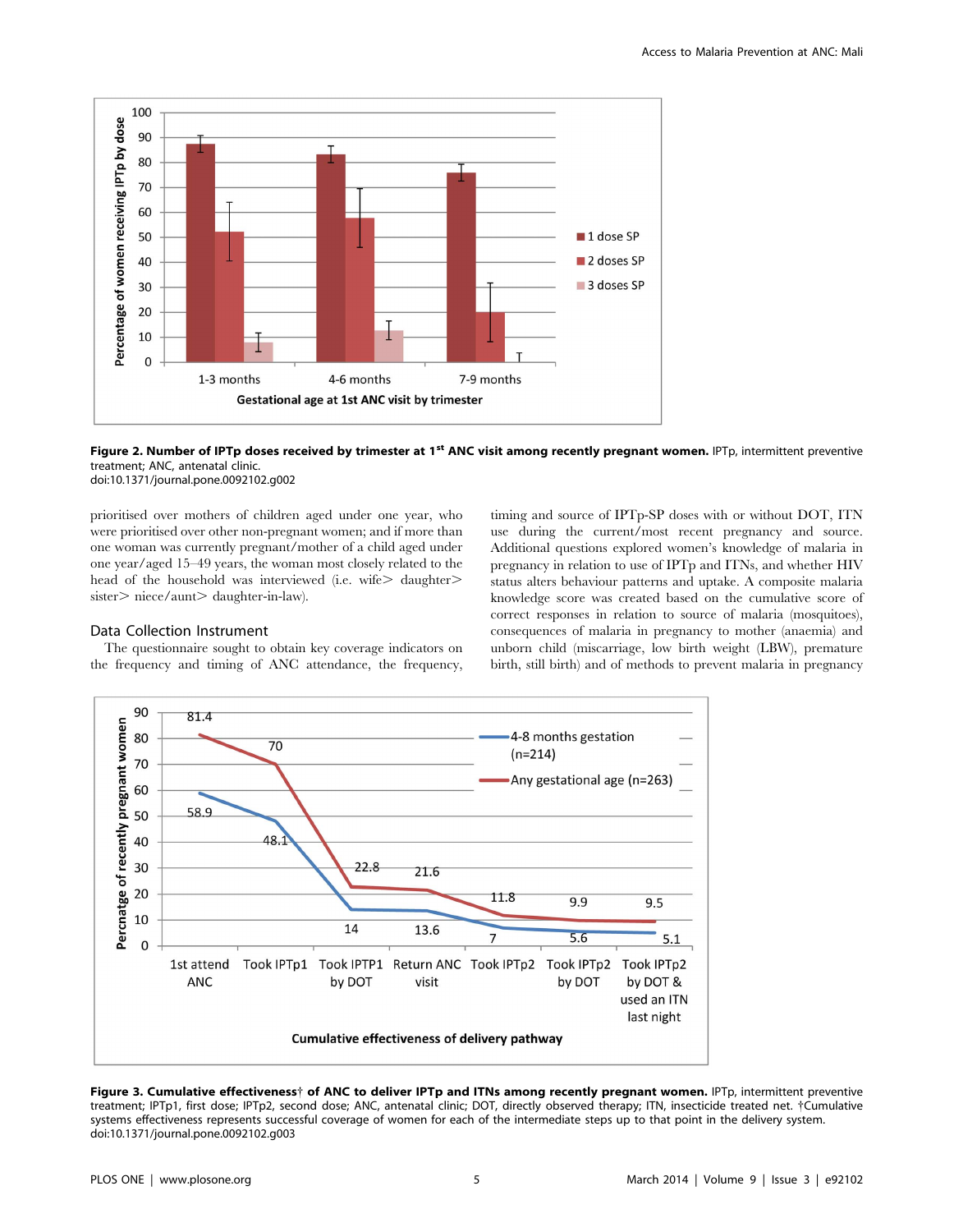**Figure 2. Number of IPTp doses received by trimester at 1st ANC visit among recently pregnant women.** IPTp, intermittent preventive treatment; ANC, antenatal clinic.
doi:10.1371/journal.pone.0092102.g002

prioritised over mothers of children aged under one year, who were prioritised over other non-pregnant women; and if more than one woman was currently pregnant/mother of a child aged under one year/aged 15–49 years, the woman most closely related to the head of the household was interviewed (i.e. wife> daughter> sister> niece/aunt> daughter-in-law).

## Data Collection Instrument

The questionnaire sought to obtain key coverage indicators on the frequency and timing of ANC attendance, the frequency, timing and source of IPTp-SP doses with or without DOT, ITN use during the current/most recent pregnancy and source. Additional questions explored women's knowledge of malaria in pregnancy in relation to use of IPTp and ITNs, and whether HIV status alters behaviour patterns and uptake. A composite malaria knowledge score was created based on the cumulative score of correct responses in relation to source of malaria (mosquitoes), consequences of malaria in pregnancy to mother (anaemia) and unborn child (miscarriage, low birth weight (LBW), premature birth, still birth) and of methods to prevent malaria in pregnancy

**Figure 3. Cumulative effectiveness† of ANC to deliver IPTp and ITNs among recently pregnant women.** IPTp, intermittent preventive treatment; IPTp1, first dose; IPTp2, second dose; ANC, antenatal clinic; DOT, directly observed therapy; ITN, insecticide treated net. †Cumulative systems effectiveness represents successful coverage of women for each of the intermediate steps up to that point in the delivery system.
doi:10.1371/journal.pone.0092102.g003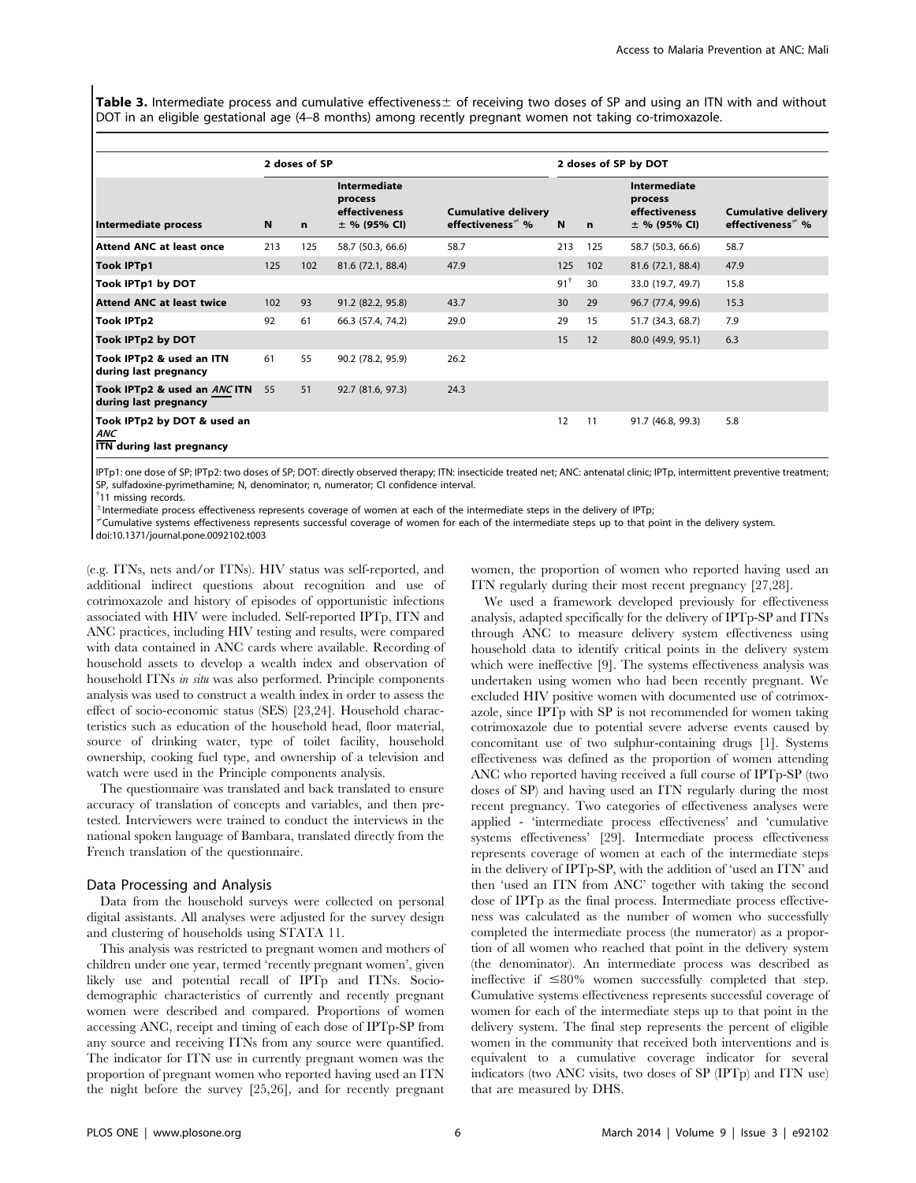**Table 3.** Intermediate process and cumulative effectiveness± of receiving two doses of SP and using an ITN with and without DOT in an eligible gestational age (4–8 months) among recently pregnant women not taking co-trimoxazole.

| | 2 doses of SP | | | | 2 doses of SP by DOT | | | |
|---|---|---|---|---|---|---|---|---|
| **Intermediate process** | **N** | **n** | **Intermediate process effectiveness ± % (95% CI)** | **Cumulative delivery effectiveness* %** | **N** | **n** | **Intermediate process effectiveness ± % (95% CI)** | **Cumulative delivery effectiveness* %** |
| **Attend ANC at least once** | 213 | 125 | 58.7 (50.3, 66.6) | 58.7 | 213 | 125 | 58.7 (50.3, 66.6) | 58.7 |
| **Took IPTp1** | 125 | 102 | 81.6 (72.1, 88.4) | 47.9 | 125 | 102 | 81.6 (72.1, 88.4) | 47.9 |
| **Took IPTp1 by DOT** | | | | | 91[†] | 30 | 33.0 (19.7, 49.7) | 15.8 |
| **Attend ANC at least twice** | 102 | 93 | 91.2 (82.2, 95.8) | 43.7 | 30 | 29 | 96.7 (77.4, 99.6) | 15.3 |
| **Took IPTp2** | 92 | 61 | 66.3 (57.4, 74.2) | 29.0 | 29 | 15 | 51.7 (34.3, 68.7) | 7.9 |
| **Took IPTp2 by DOT** | | | | | 15 | 12 | 80.0 (49.9, 95.1) | 6.3 |
| **Took IPTp2 & used an ITN during last pregnancy** | 61 | 55 | 90.2 (78.2, 95.9) | 26.2 | | | | |
| **Took IPTp2 & used an *ANC* ITN during last pregnancy** | 55 | 51 | 92.7 (81.6, 97.3) | 24.3 | | | | |
| **Took IPTp2 by DOT & used an *ANC* ITN during last pregnancy** | | | | | 12 | 11 | 91.7 (46.8, 99.3) | 5.8 |

IPTp1: one dose of SP; IPTp2: two doses of SP; DOT: directly observed therapy; ITN: insecticide treated net; ANC: antenatal clinic; IPTp, intermittent preventive treatment; SP, sulfadoxine-pyrimethamine; N, denominator; n, numerator; CI confidence interval.

[†]11 missing records.

±Intermediate process effectiveness represents coverage of women at each of the intermediate steps in the delivery of IPTp;

*Cumulative systems effectiveness represents successful coverage of women for each of the intermediate steps up to that point in the delivery system.

doi:10.1371/journal.pone.0092102.t003

(e.g. ITNs, nets and/or ITNs). HIV status was self-reported, and additional indirect questions about recognition and use of cotrimoxazole and history of episodes of opportunistic infections associated with HIV were included. Self-reported IPTp, ITN and ANC practices, including HIV testing and results, were compared with data contained in ANC cards where available. Recording of household assets to develop a wealth index and observation of household ITNs *in situ* was also performed. Principle components analysis was used to construct a wealth index in order to assess the effect of socio-economic status (SES) [23,24]. Household characteristics such as education of the household head, floor material, source of drinking water, type of toilet facility, household ownership, cooking fuel type, and ownership of a television and watch were used in the Principle components analysis.

The questionnaire was translated and back translated to ensure accuracy of translation of concepts and variables, and then pretested. Interviewers were trained to conduct the interviews in the national spoken language of Bambara, translated directly from the French translation of the questionnaire.

## Data Processing and Analysis

Data from the household surveys were collected on personal digital assistants. All analyses were adjusted for the survey design and clustering of households using STATA 11.

This analysis was restricted to pregnant women and mothers of children under one year, termed 'recently pregnant women', given likely use and potential recall of IPTp and ITNs. Sociodemographic characteristics of currently and recently pregnant women were described and compared. Proportions of women accessing ANC, receipt and timing of each dose of IPTp-SP from any source and receiving ITNs from any source were quantified. The indicator for ITN use in currently pregnant women was the proportion of pregnant women who reported having used an ITN the night before the survey [25,26], and for recently pregnant women, the proportion of women who reported having used an ITN regularly during their most recent pregnancy [27,28].

We used a framework developed previously for effectiveness analysis, adapted specifically for the delivery of IPTp-SP and ITNs through ANC to measure delivery system effectiveness using household data to identify critical points in the delivery system which were ineffective [9]. The systems effectiveness analysis was undertaken using women who had been recently pregnant. We excluded HIV positive women with documented use of cotrimoxazole, since IPTp with SP is not recommended for women taking cotrimoxazole due to potential severe adverse events caused by concomitant use of two sulphur-containing drugs [1]. Systems effectiveness was defined as the proportion of women attending ANC who reported having received a full course of IPTp-SP (two doses of SP) and having used an ITN regularly during the most recent pregnancy. Two categories of effectiveness analyses were applied - 'intermediate process effectiveness' and 'cumulative systems effectiveness' [29]. Intermediate process effectiveness represents coverage of women at each of the intermediate steps in the delivery of IPTp-SP, with the addition of 'used an ITN' and then 'used an ITN from ANC' together with taking the second dose of IPTp as the final process. Intermediate process effectiveness was calculated as the number of women who successfully completed the intermediate process (the numerator) as a proportion of all women who reached that point in the delivery system (the denominator). An intermediate process was described as ineffective if ≤80% women successfully completed that step. Cumulative systems effectiveness represents successful coverage of women for each of the intermediate steps up to that point in the delivery system. The final step represents the percent of eligible women in the community that received both interventions and is equivalent to a cumulative coverage indicator for several indicators (two ANC visits, two doses of SP (IPTp) and ITN use) that are measured by DHS.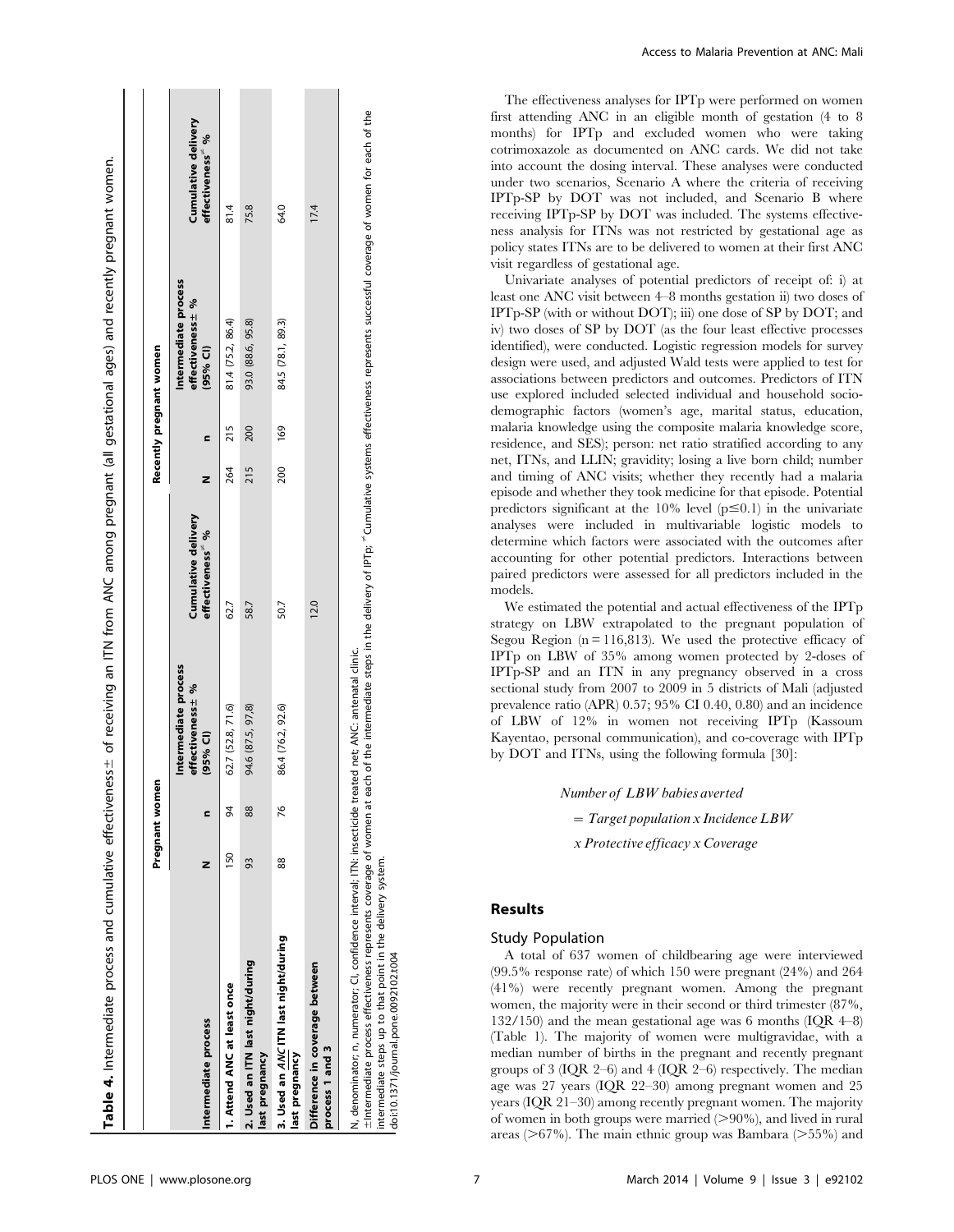**Table 4.** Intermediate process and cumulative effectiveness± of receiving an ITN from ANC among pregnant (all gestational ages) and recently pregnant women.

| | Pregnant women | | | | Recently pregnant women | | | |
|---|---|---|---|---|---|---|---|---|
| Intermediate process | N | n | Intermediate process effectiveness± % (95% CI) | Cumulative delivery effectiveness≠ % | N | n | Intermediate process effectiveness± % (95% CI) | Cumulative delivery effectiveness≠ % |
| 1. Attend ANC at least once | 150 | 94 | 62.7 (52.8, 71.6) | 62.7 | 264 | 215 | 81.4 (75.2, 86.4) | 81.4 |
| 2. Used an ITN last night/during last pregnancy | 93 | 88 | 94.6 (87.5, 97.8) | 58.7 | 215 | 200 | 93.0 (88.6, 95.8) | 75.8 |
| 3. Used an *ANC* ITN last night/during last pregnancy | 88 | 76 | 86.4 (76.2, 92.6) | 50.7 | 200 | 169 | 84.5 (78.1, 89.3) | 64.0 |
| Difference in coverage between process 1 and 3 | | | | 12.0 | | | | 17.4 |

N, denominator; n, numerator; CI, confidence interval; ITN: insecticide treated net; ANC: antenatal clinic.
±Intermediate process effectiveness represents coverage of women at each of the intermediate steps in the delivery of IPTp; ≠Cumulative systems effectiveness represents successful coverage of women for each of the intermediate steps up to that point in the delivery system.
doi:10.1371/journal.pone.0092102.t004

The effectiveness analyses for IPTp were performed on women first attending ANC in an eligible month of gestation (4 to 8 months) for IPTp and excluded women who were taking cotrimoxazole as documented on ANC cards. We did not take into account the dosing interval. These analyses were conducted under two scenarios, Scenario A where the criteria of receiving IPTp-SP by DOT was not included, and Scenario B where receiving IPTp-SP by DOT was included. The systems effectiveness analysis for ITNs was not restricted by gestational age as policy states ITNs are to be delivered to women at their first ANC visit regardless of gestational age.

Univariate analyses of potential predictors of receipt of: i) at least one ANC visit between 4–8 months gestation ii) two doses of IPTp-SP (with or without DOT); iii) one dose of SP by DOT; and iv) two doses of SP by DOT (as the four least effective processes identified), were conducted. Logistic regression models for survey design were used, and adjusted Wald tests were applied to test for associations between predictors and outcomes. Predictors of ITN use explored included selected individual and household socio-demographic factors (women's age, marital status, education, malaria knowledge using the composite malaria knowledge score, residence, and SES); person: net ratio stratified according to any net, ITNs, and LLIN; gravidity; losing a live born child; number and timing of ANC visits; whether they recently had a malaria episode and whether they took medicine for that episode. Potential predictors significant at the 10% level ($p \leq 0.1$) in the univariate analyses were included in multivariable logistic models to determine which factors were associated with the outcomes after accounting for other potential predictors. Interactions between paired predictors were assessed for all predictors included in the models.

We estimated the potential and actual effectiveness of the IPTp strategy on LBW extrapolated to the pregnant population of Segou Region ($n = 116{,}813$). We used the protective efficacy of IPTp on LBW of 35% among women protected by 2-doses of IPTp-SP and an ITN in any pregnancy observed in a cross sectional study from 2007 to 2009 in 5 districts of Mali (adjusted prevalence ratio (APR) 0.57; 95% CI 0.40, 0.80) and an incidence of LBW of 12% in women not receiving IPTp (Kassoum Kayentao, personal communication), and co-coverage with IPTp by DOT and ITNs, using the following formula [30]:

$$\textit{Number of LBW babies averted} = \textit{Target population x Incidence LBW x Protective efficacy x Coverage}$$

## Results

### Study Population

A total of 637 women of childbearing age were interviewed (99.5% response rate) of which 150 were pregnant (24%) and 264 (41%) were recently pregnant women. Among the pregnant women, the majority were in their second or third trimester (87%, 132/150) and the mean gestational age was 6 months (IQR 4–8) (Table 1). The majority of women were multigravidae, with a median number of births in the pregnant and recently pregnant groups of 3 (IQR 2–6) and 4 (IQR 2–6) respectively. The median age was 27 years (IQR 22–30) among pregnant women and 25 years (IQR 21–30) among recently pregnant women. The majority of women in both groups were married (>90%), and lived in rural areas (>67%). The main ethnic group was Bambara (>55%) and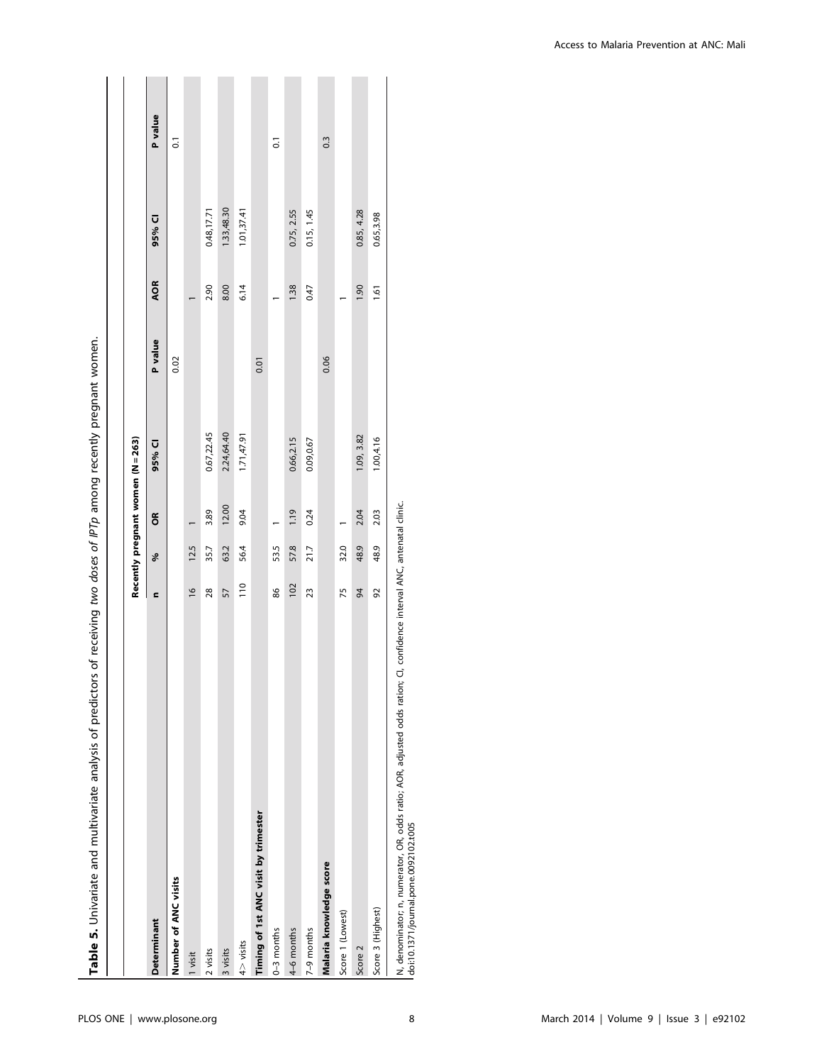**Table 5.** Univariate and multivariate analysis of predictors of receiving *two doses of IPTp* among recently pregnant women.

| | Recently pregnant women (N = 263) | | | | | | | |
|---|---|---|---|---|---|---|---|---|
| **Determinant** | **n** | **%** | **OR** | **95% CI** | **P value** | **AOR** | **95% CI** | **P value** |
| **Number of ANC visits** | | | | | 0.02 | | | 0.1 |
| 1 visit | 16 | 12.5 | 1 | | | 1 | | |
| 2 visits | 28 | 35.7 | 3.89 | 0.67,22.45 | | 2.90 | 0.48,17.71 | |
| 3 visits | 57 | 63.2 | 12.00 | 2.24,64.40 | | 8.00 | 1.33,48.30 | |
| 4> visits | 110 | 56.4 | 9.04 | 1.71,47.91 | | 6.14 | 1.01,37.41 | |
| **Timing of 1st ANC visit by trimester** | | | | | 0.01 | | | 0.1 |
| 0–3 months | 86 | 53.5 | 1 | | | 1 | | |
| 4–6 months | 102 | 57.8 | 1.19 | 0.66,2.15 | | 1.38 | 0.75, 2.55 | |
| 7–9 months | 23 | 21.7 | 0.24 | 0.09,0.67 | | 0.47 | 0.15, 1.45 | |
| **Malaria knowledge score** | | | | | 0.06 | | | 0.3 |
| Score 1 (Lowest) | 75 | 32.0 | 1 | | | 1 | | |
| Score 2 | 94 | 48.9 | 2.04 | 1.09, 3.82 | | 1.90 | 0.85, 4.28 | |
| Score 3 (Highest) | 92 | 48.9 | 2.03 | 1.00,4.16 | | 1.61 | 0.65,3.98 | |

N, denominator; n, numerator, OR, odds ratio; AOR, adjusted odds ration; CI, confidence interval ANC, antenatal clinic.
doi:10.1371/journal.pone.0092102.t005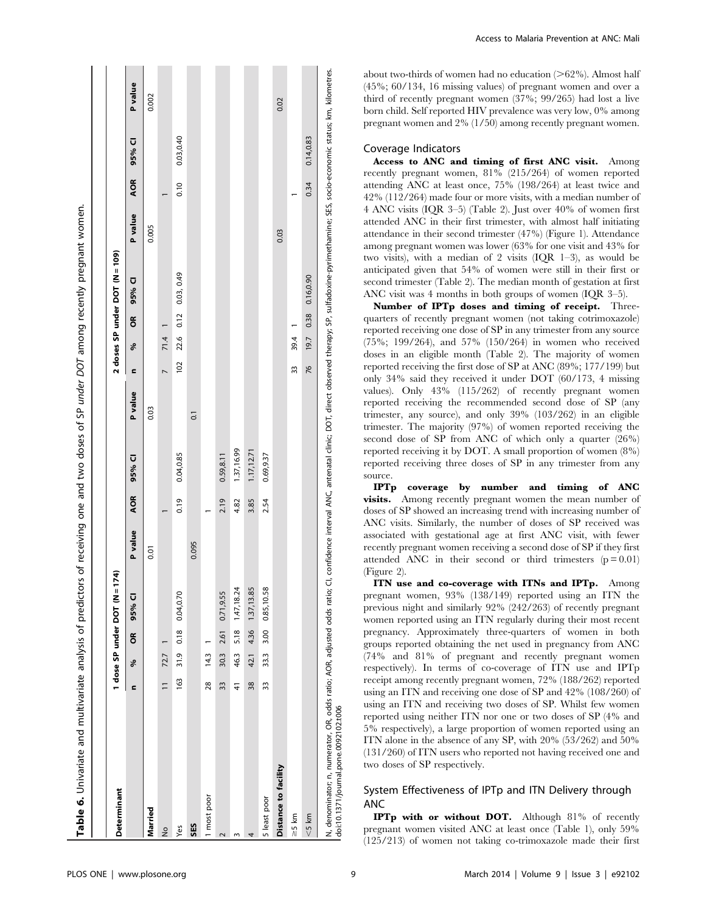**Table 6.** Univariate and multivariate analysis of predictors of receiving one and two doses of SP *under DOT* among recently pregnant women.

| Determinant | 1 dose SP under DOT (N = 174) | | | | | | | | 2 doses SP under DOT (N = 109) | | | | | | | |
|---|---|---|---|---|---|---|---|---|---|---|---|---|---|---|---|---|
| | n | % | OR | 95% CI | P value | AOR | 95% CI | P value | n | % | OR | 95% CI | P value | AOR | 95% CI | P value |
| **Married** | | | | | 0.01 | | | 0.03 | | | | | 0.005 | | | 0.002 |
| No | 11 | 72.7 | 1 | | | 1 | | | 7 | 71.4 | 1 | | | 1 | | |
| Yes | 163 | 31.9 | 0.18 | 0.04,0.70 | | 0.19 | 0.04,0.85 | | 102 | 22.6 | 0.12 | 0.03, 0.49 | | 0.10 | 0.03,0.40 | |
| **SES** | | | | | 0.095 | | | 0.1 | | | | | | | | |
| 1 most poor | 28 | 14.3 | 1 | | | 1 | | | | | | | | | | |
| 2 | 33 | 30.3 | 2.61 | 0.71,9.55 | | 2.19 | 0.59,8.11 | | | | | | | | | |
| 3 | 41 | 46.3 | 5.18 | 1.47,18.24 | | 4.82 | 1.37,16.99 | | | | | | | | | |
| 4 | 38 | 42.1 | 4.36 | 1.37,13.85 | | 3.85 | 1.17,12.71 | | | | | | | | | |
| 5 least poor | 33 | 33.3 | 3.00 | 0.85,10.58 | | 2.54 | 0.69,9.37 | | | | | | | | | |
| **Distance to facility** | | | | | | | | | | | | | 0.03 | | | 0.02 |
| ≥5 km | | | | | | | | | 33 | 39.4 | 1 | | | 1 | | |
| <5 km | | | | | | | | | 76 | 19.7 | 0.38 | 0.16,0.90 | | 0.34 | 0.14,0.83 | |

N, denominator; n, numerator, OR, odds ratio; AOR, adjusted odds ratio; CI, confidence interval ANC, antenatal clinic; DOT, direct observed therapy; SP, sulfadoxine-pyrimethamine; SES, socio-economic status; km, kilometres.
doi:10.1371/journal.pone.0092102.t006

about two-thirds of women had no education (>62%). Almost half (45%; 60/134, 16 missing values) of pregnant women and over a third of recently pregnant women (37%; 99/265) had lost a live born child. Self reported HIV prevalence was very low, 0% among pregnant women and 2% (1/50) among recently pregnant women.

## Coverage Indicators

**Access to ANC and timing of first ANC visit.** Among recently pregnant women, 81% (215/264) of women reported attending ANC at least once, 75% (198/264) at least twice and 42% (112/264) made four or more visits, with a median number of 4 ANC visits (IQR 3–5) (Table 2). Just over 40% of women first attended ANC in their first trimester, with almost half initiating attendance in their second trimester (47%) (Figure 1). Attendance among pregnant women was lower (63% for one visit and 43% for two visits), with a median of 2 visits (IQR 1–3), as would be anticipated given that 54% of women were still in their first or second trimester (Table 2). The median month of gestation at first ANC visit was 4 months in both groups of women (IQR 3–5).

**Number of IPTp doses and timing of receipt.** Three-quarters of recently pregnant women (not taking cotrimoxazole) reported receiving one dose of SP in any trimester from any source (75%; 199/264), and 57% (150/264) in women who received doses in an eligible month (Table 2). The majority of women reported receiving the first dose of SP at ANC (89%; 177/199) but only 34% said they received it under DOT (60/173, 4 missing values). Only 43% (115/262) of recently pregnant women reported receiving the recommended second dose of SP (any trimester, any source), and only 39% (103/262) in an eligible trimester. The majority (97%) of women reported receiving the second dose of SP from ANC of which only a quarter (26%) reported receiving it by DOT. A small proportion of women (8%) reported receiving three doses of SP in any trimester from any source.

**IPTp coverage by number and timing of ANC visits.** Among recently pregnant women the mean number of doses of SP showed an increasing trend with increasing number of ANC visits. Similarly, the number of doses of SP received was associated with gestational age at first ANC visit, with fewer recently pregnant women receiving a second dose of SP if they first attended ANC in their second or third trimesters ($p = 0.01$) (Figure 2).

**ITN use and co-coverage with ITNs and IPTp.** Among pregnant women, 93% (138/149) reported using an ITN the previous night and similarly 92% (242/263) of recently pregnant women reported using an ITN regularly during their most recent pregnancy. Approximately three-quarters of women in both groups reported obtaining the net used in pregnancy from ANC (74% and 81% of pregnant and recently pregnant women respectively). In terms of co-coverage of ITN use and IPTp receipt among recently pregnant women, 72% (188/262) reported using an ITN and receiving one dose of SP and 42% (108/260) of using an ITN and receiving two doses of SP. Whilst few women reported using neither ITN nor one or two doses of SP (4% and 5% respectively), a large proportion of women reported using an ITN alone in the absence of any SP, with 20% (53/262) and 50% (131/260) of ITN users who reported not having received one and two doses of SP respectively.

## System Effectiveness of IPTp and ITN Delivery through ANC

**IPTp with or without DOT.** Although 81% of recently pregnant women visited ANC at least once (Table 1), only 59% (125/213) of women not taking co-trimoxazole made their first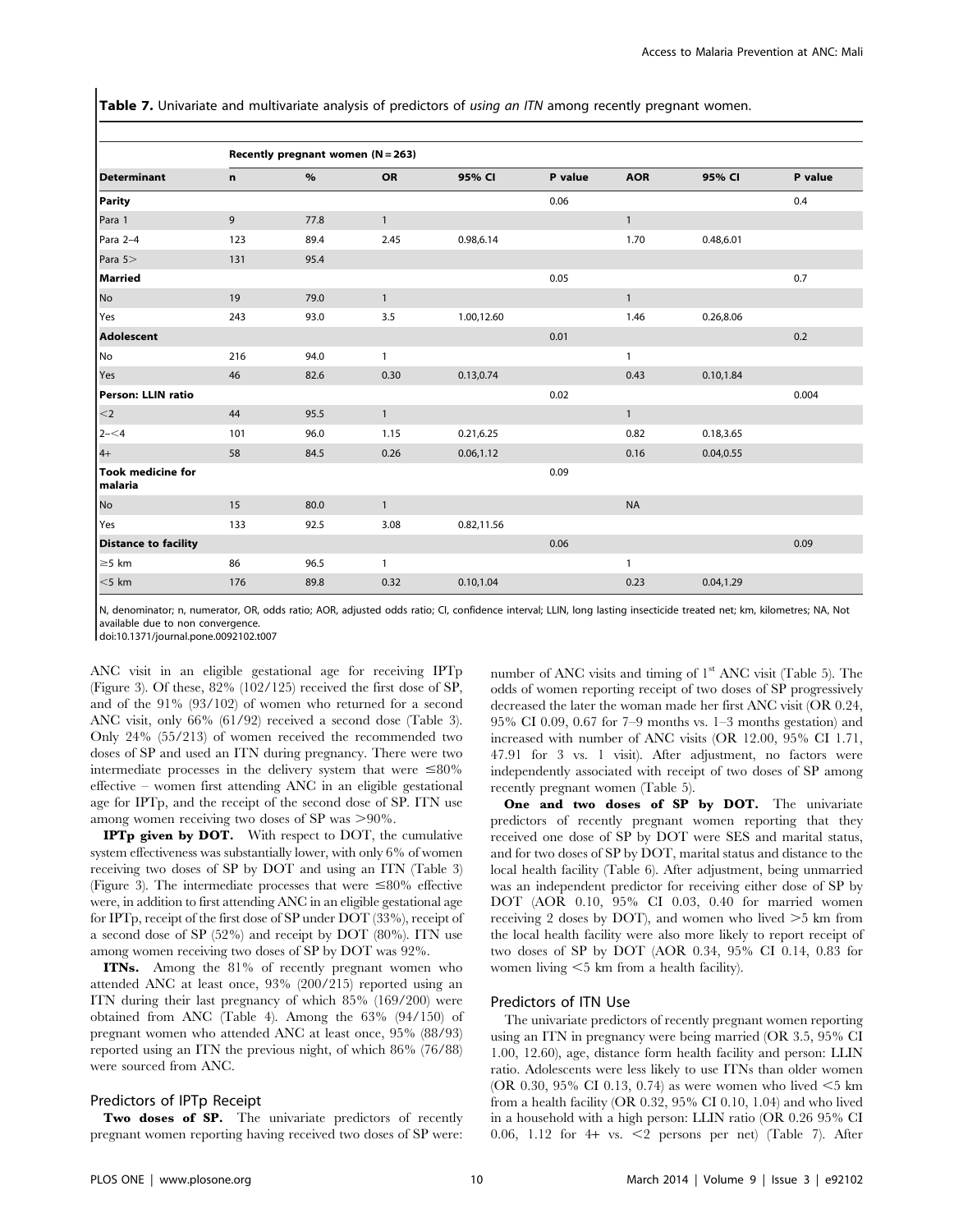**Table 7.** Univariate and multivariate analysis of predictors of *using an ITN* among recently pregnant women.

| | Recently pregnant women (N = 263) | | | | | | | |
|---|---|---|---|---|---|---|---|---|
| **Determinant** | **n** | **%** | **OR** | **95% CI** | **P value** | **AOR** | **95% CI** | **P value** |
| **Parity** | | | | | 0.06 | | | 0.4 |
| Para 1 | 9 | 77.8 | 1 | | | 1 | | |
| Para 2–4 | 123 | 89.4 | 2.45 | 0.98,6.14 | | 1.70 | 0.48,6.01 | |
| Para 5> | 131 | 95.4 | | | | | | |
| **Married** | | | | | 0.05 | | | 0.7 |
| No | 19 | 79.0 | 1 | | | 1 | | |
| Yes | 243 | 93.0 | 3.5 | 1.00,12.60 | | 1.46 | 0.26,8.06 | |
| **Adolescent** | | | | | 0.01 | | | 0.2 |
| No | 216 | 94.0 | 1 | | | 1 | | |
| Yes | 46 | 82.6 | 0.30 | 0.13,0.74 | | 0.43 | 0.10,1.84 | |
| **Person: LLIN ratio** | | | | | 0.02 | | | 0.004 |
| <2 | 44 | 95.5 | 1 | | | 1 | | |
| 2–<4 | 101 | 96.0 | 1.15 | 0.21,6.25 | | 0.82 | 0.18,3.65 | |
| 4+ | 58 | 84.5 | 0.26 | 0.06,1.12 | | 0.16 | 0.04,0.55 | |
| **Took medicine for malaria** | | | | | 0.09 | | | |
| No | 15 | 80.0 | 1 | | | NA | | |
| Yes | 133 | 92.5 | 3.08 | 0.82,11.56 | | | | |
| **Distance to facility** | | | | | 0.06 | | | 0.09 |
| ≥5 km | 86 | 96.5 | 1 | | | 1 | | |
| <5 km | 176 | 89.8 | 0.32 | 0.10,1.04 | | 0.23 | 0.04,1.29 | |

N, denominator; n, numerator, OR, odds ratio; AOR, adjusted odds ratio; CI, confidence interval; LLIN, long lasting insecticide treated net; km, kilometres; NA, Not available due to non convergence.

doi:10.1371/journal.pone.0092102.t007

ANC visit in an eligible gestational age for receiving IPTp (Figure 3). Of these, 82% (102/125) received the first dose of SP, and of the 91% (93/102) of women who returned for a second ANC visit, only 66% (61/92) received a second dose (Table 3). Only 24% (55/213) of women received the recommended two doses of SP and used an ITN during pregnancy. There were two intermediate processes in the delivery system that were ≤80% effective – women first attending ANC in an eligible gestational age for IPTp, and the receipt of the second dose of SP. ITN use among women receiving two doses of SP was >90%.

**IPTp given by DOT.** With respect to DOT, the cumulative system effectiveness was substantially lower, with only 6% of women receiving two doses of SP by DOT and using an ITN (Table 3) (Figure 3). The intermediate processes that were ≤80% effective were, in addition to first attending ANC in an eligible gestational age for IPTp, receipt of the first dose of SP under DOT (33%), receipt of a second dose of SP (52%) and receipt by DOT (80%). ITN use among women receiving two doses of SP by DOT was 92%.

**ITNs.** Among the 81% of recently pregnant women who attended ANC at least once, 93% (200/215) reported using an ITN during their last pregnancy of which 85% (169/200) were obtained from ANC (Table 4). Among the 63% (94/150) of pregnant women who attended ANC at least once, 95% (88/93) reported using an ITN the previous night, of which 86% (76/88) were sourced from ANC.

### Predictors of IPTp Receipt

**Two doses of SP.** The univariate predictors of recently pregnant women reporting having received two doses of SP were: number of ANC visits and timing of 1[st] ANC visit (Table 5). The odds of women reporting receipt of two doses of SP progressively decreased the later the woman made her first ANC visit (OR 0.24, 95% CI 0.09, 0.67 for 7–9 months vs. 1–3 months gestation) and increased with number of ANC visits (OR 12.00, 95% CI 1.71, 47.91 for 3 vs. 1 visit). After adjustment, no factors were independently associated with receipt of two doses of SP among recently pregnant women (Table 5).

**One and two doses of SP by DOT.** The univariate predictors of recently pregnant women reporting that they received one dose of SP by DOT were SES and marital status, and for two doses of SP by DOT, marital status and distance to the local health facility (Table 6). After adjustment, being unmarried was an independent predictor for receiving either dose of SP by DOT (AOR 0.10, 95% CI 0.03, 0.40 for married women receiving 2 doses by DOT), and women who lived >5 km from the local health facility were also more likely to report receipt of two doses of SP by DOT (AOR 0.34, 95% CI 0.14, 0.83 for women living <5 km from a health facility).

### Predictors of ITN Use

The univariate predictors of recently pregnant women reporting using an ITN in pregnancy were being married (OR 3.5, 95% CI 1.00, 12.60), age, distance form health facility and person: LLIN ratio. Adolescents were less likely to use ITNs than older women (OR 0.30, 95% CI 0.13, 0.74) as were women who lived <5 km from a health facility (OR 0.32, 95% CI 0.10, 1.04) and who lived in a household with a high person: LLIN ratio (OR 0.26 95% CI 0.06, 1.12 for 4+ vs. <2 persons per net) (Table 7). After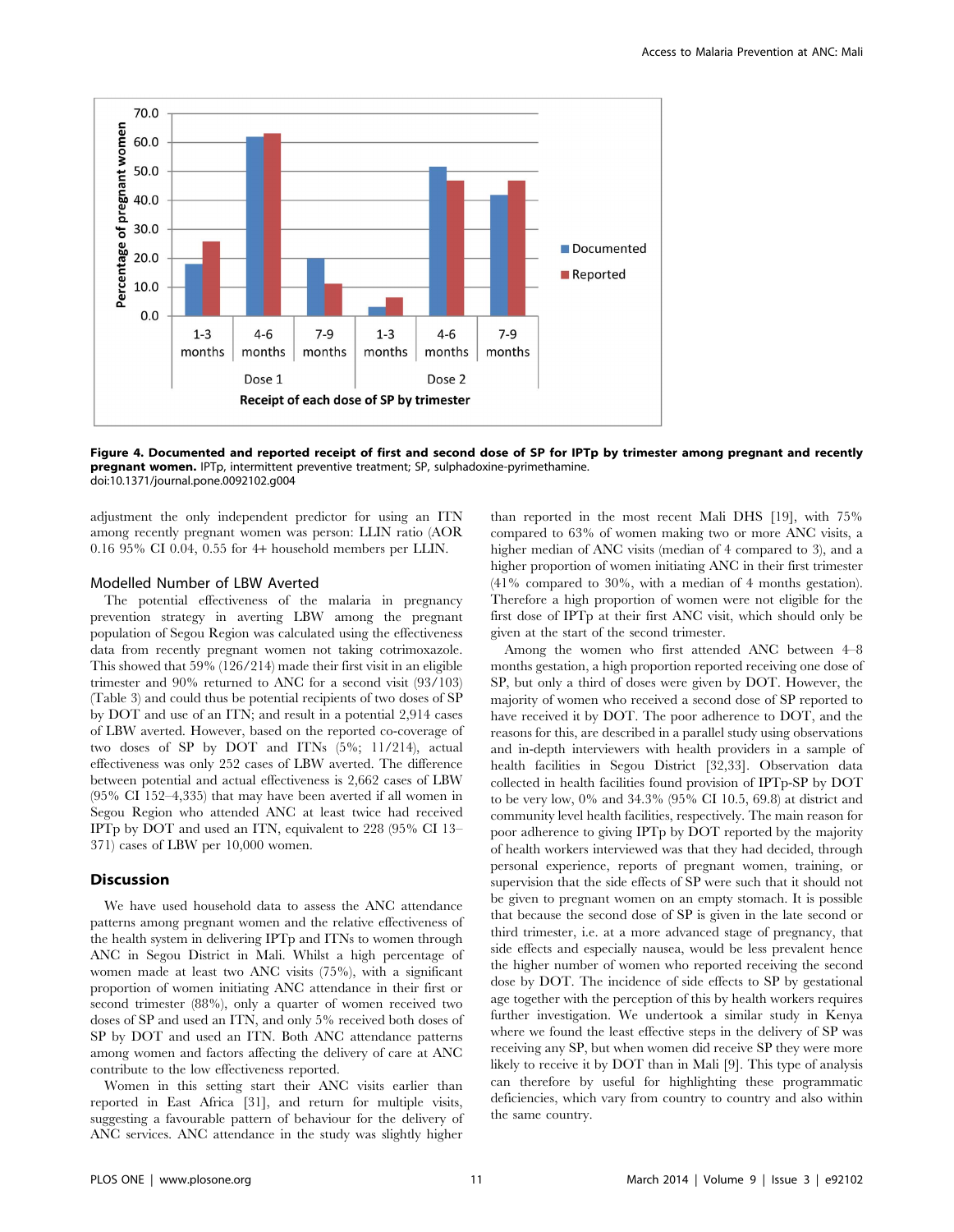**Figure 4. Documented and reported receipt of first and second dose of SP for IPTp by trimester among pregnant and recently pregnant women.** IPTp, intermittent preventive treatment; SP, sulphadoxine-pyrimethamine.
doi:10.1371/journal.pone.0092102.g004

adjustment the only independent predictor for using an ITN among recently pregnant women was person: LLIN ratio (AOR 0.16 95% CI 0.04, 0.55 for 4+ household members per LLIN.

## Modelled Number of LBW Averted

The potential effectiveness of the malaria in pregnancy prevention strategy in averting LBW among the pregnant population of Segou Region was calculated using the effectiveness data from recently pregnant women not taking cotrimoxazole. This showed that 59% (126/214) made their first visit in an eligible trimester and 90% returned to ANC for a second visit (93/103) (Table 3) and could thus be potential recipients of two doses of SP by DOT and use of an ITN; and result in a potential 2,914 cases of LBW averted. However, based on the reported co-coverage of two doses of SP by DOT and ITNs (5%; 11/214), actual effectiveness was only 252 cases of LBW averted. The difference between potential and actual effectiveness is 2,662 cases of LBW (95% CI 152–4,335) that may have been averted if all women in Segou Region who attended ANC at least twice had received IPTp by DOT and used an ITN, equivalent to 228 (95% CI 13–371) cases of LBW per 10,000 women.

## Discussion

We have used household data to assess the ANC attendance patterns among pregnant women and the relative effectiveness of the health system in delivering IPTp and ITNs to women through ANC in Segou District in Mali. Whilst a high percentage of women made at least two ANC visits (75%), with a significant proportion of women initiating ANC attendance in their first or second trimester (88%), only a quarter of women received two doses of SP and used an ITN, and only 5% received both doses of SP by DOT and used an ITN. Both ANC attendance patterns among women and factors affecting the delivery of care at ANC contribute to the low effectiveness reported.

Women in this setting start their ANC visits earlier than reported in East Africa [31], and return for multiple visits, suggesting a favourable pattern of behaviour for the delivery of ANC services. ANC attendance in the study was slightly higher than reported in the most recent Mali DHS [19], with 75% compared to 63% of women making two or more ANC visits, a higher median of ANC visits (median of 4 compared to 3), and a higher proportion of women initiating ANC in their first trimester (41% compared to 30%, with a median of 4 months gestation). Therefore a high proportion of women were not eligible for the first dose of IPTp at their first ANC visit, which should only be given at the start of the second trimester.

Among the women who first attended ANC between 4–8 months gestation, a high proportion reported receiving one dose of SP, but only a third of doses were given by DOT. However, the majority of women who received a second dose of SP reported to have received it by DOT. The poor adherence to DOT, and the reasons for this, are described in a parallel study using observations and in-depth interviewers with health providers in a sample of health facilities in Segou District [32,33]. Observation data collected in health facilities found provision of IPTp-SP by DOT to be very low, 0% and 34.3% (95% CI 10.5, 69.8) at district and community level health facilities, respectively. The main reason for poor adherence to giving IPTp by DOT reported by the majority of health workers interviewed was that they had decided, through personal experience, reports of pregnant women, training, or supervision that the side effects of SP were such that it should not be given to pregnant women on an empty stomach. It is possible that because the second dose of SP is given in the late second or third trimester, i.e. at a more advanced stage of pregnancy, that side effects and especially nausea, would be less prevalent hence the higher number of women who reported receiving the second dose by DOT. The incidence of side effects to SP by gestational age together with the perception of this by health workers requires further investigation. We undertook a similar study in Kenya where we found the least effective steps in the delivery of SP was receiving any SP, but when women did receive SP they were more likely to receive it by DOT than in Mali [9]. This type of analysis can therefore by useful for highlighting these programmatic deficiencies, which vary from country to country and also within the same country.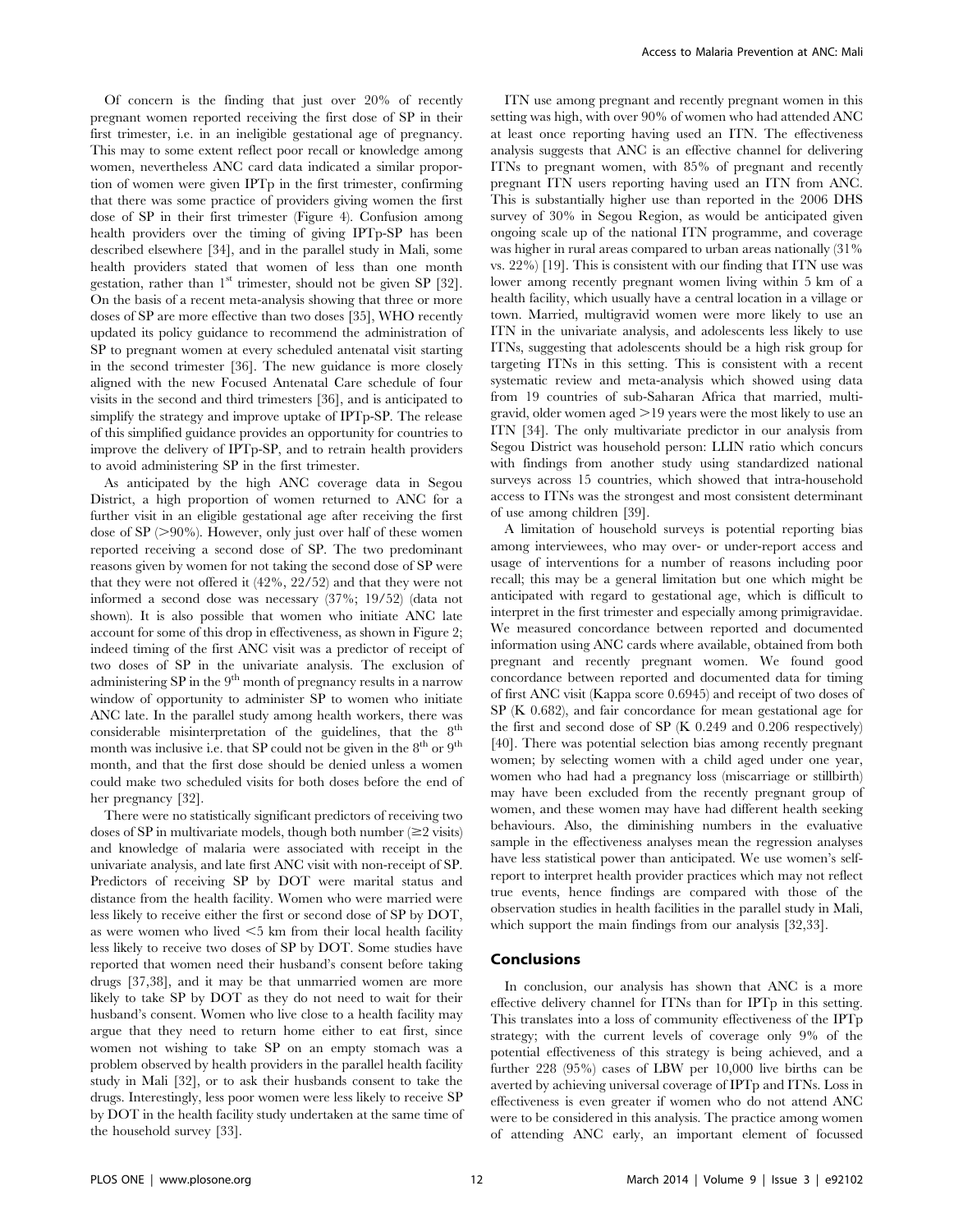Of concern is the finding that just over 20% of recently pregnant women reported receiving the first dose of SP in their first trimester, i.e. in an ineligible gestational age of pregnancy. This may to some extent reflect poor recall or knowledge among women, nevertheless ANC card data indicated a similar proportion of women were given IPTp in the first trimester, confirming that there was some practice of providers giving women the first dose of SP in their first trimester (Figure 4). Confusion among health providers over the timing of giving IPTp-SP has been described elsewhere [34], and in the parallel study in Mali, some health providers stated that women of less than one month gestation, rather than 1st trimester, should not be given SP [32]. On the basis of a recent meta-analysis showing that three or more doses of SP are more effective than two doses [35], WHO recently updated its policy guidance to recommend the administration of SP to pregnant women at every scheduled antenatal visit starting in the second trimester [36]. The new guidance is more closely aligned with the new Focused Antenatal Care schedule of four visits in the second and third trimesters [36], and is anticipated to simplify the strategy and improve uptake of IPTp-SP. The release of this simplified guidance provides an opportunity for countries to improve the delivery of IPTp-SP, and to retrain health providers to avoid administering SP in the first trimester.

As anticipated by the high ANC coverage data in Segou District, a high proportion of women returned to ANC for a further visit in an eligible gestational age after receiving the first dose of SP (>90%). However, only just over half of these women reported receiving a second dose of SP. The two predominant reasons given by women for not taking the second dose of SP were that they were not offered it (42%, 22/52) and that they were not informed a second dose was necessary (37%; 19/52) (data not shown). It is also possible that women who initiate ANC late account for some of this drop in effectiveness, as shown in Figure 2; indeed timing of the first ANC visit was a predictor of receipt of two doses of SP in the univariate analysis. The exclusion of administering SP in the 9th month of pregnancy results in a narrow window of opportunity to administer SP to women who initiate ANC late. In the parallel study among health workers, there was considerable misinterpretation of the guidelines, that the 8th month was inclusive i.e. that SP could not be given in the 8th or 9th month, and that the first dose should be denied unless a women could make two scheduled visits for both doses before the end of her pregnancy [32].

There were no statistically significant predictors of receiving two doses of SP in multivariate models, though both number (≥2 visits) and knowledge of malaria were associated with receipt in the univariate analysis, and late first ANC visit with non-receipt of SP. Predictors of receiving SP by DOT were marital status and distance from the health facility. Women who were married were less likely to receive either the first or second dose of SP by DOT, as were women who lived <5 km from their local health facility less likely to receive two doses of SP by DOT. Some studies have reported that women need their husband's consent before taking drugs [37,38], and it may be that unmarried women are more likely to take SP by DOT as they do not need to wait for their husband's consent. Women who live close to a health facility may argue that they need to return home either to eat first, since women not wishing to take SP on an empty stomach was a problem observed by health providers in the parallel health facility study in Mali [32], or to ask their husbands consent to take the drugs. Interestingly, less poor women were less likely to receive SP by DOT in the health facility study undertaken at the same time of the household survey [33].

ITN use among pregnant and recently pregnant women in this setting was high, with over 90% of women who had attended ANC at least once reporting having used an ITN. The effectiveness analysis suggests that ANC is an effective channel for delivering ITNs to pregnant women, with 85% of pregnant and recently pregnant ITN users reporting having used an ITN from ANC. This is substantially higher use than reported in the 2006 DHS survey of 30% in Segou Region, as would be anticipated given ongoing scale up of the national ITN programme, and coverage was higher in rural areas compared to urban areas nationally (31% vs. 22%) [19]. This is consistent with our finding that ITN use was lower among recently pregnant women living within 5 km of a health facility, which usually have a central location in a village or town. Married, multigravid women were more likely to use an ITN in the univariate analysis, and adolescents less likely to use ITNs, suggesting that adolescents should be a high risk group for targeting ITNs in this setting. This is consistent with a recent systematic review and meta-analysis which showed using data from 19 countries of sub-Saharan Africa that married, multigravid, older women aged >19 years were the most likely to use an ITN [34]. The only multivariate predictor in our analysis from Segou District was household person: LLIN ratio which concurs with findings from another study using standardized national surveys across 15 countries, which showed that intra-household access to ITNs was the strongest and most consistent determinant of use among children [39].

A limitation of household surveys is potential reporting bias among interviewees, who may over- or under-report access and usage of interventions for a number of reasons including poor recall; this may be a general limitation but one which might be anticipated with regard to gestational age, which is difficult to interpret in the first trimester and especially among primigravidae. We measured concordance between reported and documented information using ANC cards where available, obtained from both pregnant and recently pregnant women. We found good concordance between reported and documented data for timing of first ANC visit (Kappa score 0.6945) and receipt of two doses of SP (K 0.682), and fair concordance for mean gestational age for the first and second dose of SP (K 0.249 and 0.206 respectively) [40]. There was potential selection bias among recently pregnant women; by selecting women with a child aged under one year, women who had had a pregnancy loss (miscarriage or stillbirth) may have been excluded from the recently pregnant group of women, and these women may have had different health seeking behaviours. Also, the diminishing numbers in the evaluative sample in the effectiveness analyses mean the regression analyses have less statistical power than anticipated. We use women's self-report to interpret health provider practices which may not reflect true events, hence findings are compared with those of the observation studies in health facilities in the parallel study in Mali, which support the main findings from our analysis [32,33].

## Conclusions

In conclusion, our analysis has shown that ANC is a more effective delivery channel for ITNs than for IPTp in this setting. This translates into a loss of community effectiveness of the IPTp strategy; with the current levels of coverage only 9% of the potential effectiveness of this strategy is being achieved, and a further 228 (95%) cases of LBW per 10,000 live births can be averted by achieving universal coverage of IPTp and ITNs. Loss in effectiveness is even greater if women who do not attend ANC were to be considered in this analysis. The practice among women of attending ANC early, an important element of focussed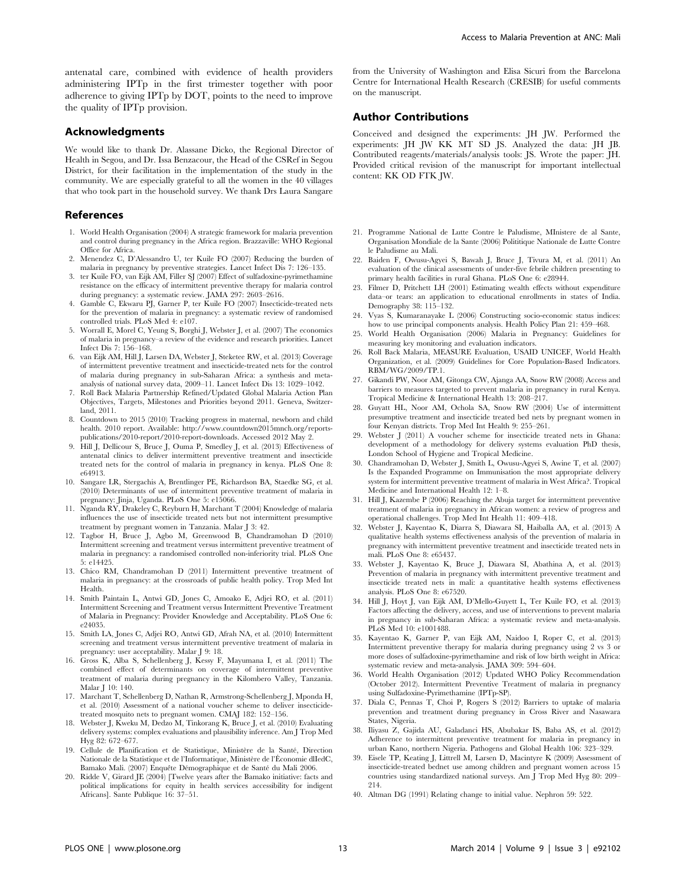antenatal care, combined with evidence of health providers administering IPTp in the first trimester together with poor adherence to giving IPTp by DOT, points to the need to improve the quality of IPTp provision.

## Acknowledgments

We would like to thank Dr. Alassane Dicko, the Regional Director of Health in Segou, and Dr. Issa Benzacour, the Head of the CSRef in Segou District, for their facilitation in the implementation of the study in the community. We are especially grateful to all the women in the 40 villages that who took part in the household survey. We thank Drs Laura Sangare from the University of Washington and Elisa Sicuri from the Barcelona Centre for International Health Research (CRESIB) for useful comments on the manuscript.

## Author Contributions

Conceived and designed the experiments: JH JW. Performed the experiments: JH JW KK MT SD JS. Analyzed the data: JH JB. Contributed reagents/materials/analysis tools: JS. Wrote the paper: JH. Provided critical revision of the manuscript for important intellectual content: KK OD FTK JW.

## References

1. World Health Organisation (2004) A strategic framework for malaria prevention and control during pregnancy in the Africa region. Brazzaville: WHO Regional Office for Africa.
2. Menendez C, D'Alessandro U, ter Kuile FO (2007) Reducing the burden of malaria in pregnancy by preventive strategies. Lancet Infect Dis 7: 126–135.
3. ter Kuile FO, van Eijk AM, Filler SJ (2007) Effect of sulfadoxine-pyrimethamine resistance on the efficacy of intermittent preventive therapy for malaria control during pregnancy: a systematic review. JAMA 297: 2603–2616.
4. Gamble C, Ekwaru PJ, Garner P, ter Kuile FO (2007) Insecticide-treated nets for the prevention of malaria in pregnancy: a systematic review of randomised controlled trials. PLoS Med 4: e107.
5. Worrall E, Morel C, Yeung S, Borghi J, Webster J, et al. (2007) The economics of malaria in pregnancy–a review of the evidence and research priorities. Lancet Infect Dis 7: 156–168.
6. van Eijk AM, Hill J, Larsen DA, Webster J, Steketee RW, et al. (2013) Coverage of intermittent preventive treatment and insecticide-treated nets for the control of malaria during pregnancy in sub-Saharan Africa: a synthesis and meta-analysis of national survey data, 2009–11. Lancet Infect Dis 13: 1029–1042.
7. Roll Back Malaria Partnership Refined/Updated Global Malaria Action Plan Objectives, Targets, Milestones and Priorities beyond 2011. Geneva, Switzerland, 2011.
8. Countdown to 2015 (2010) Tracking progress in maternal, newborn and child health. 2010 report. Available: http://www.countdown2015mnch.org/reports-publications/2010-report/2010-report-downloads. Accessed 2012 May 2.
9. Hill J, Dellicour S, Bruce J, Ouma P, Smedley J, et al. (2013) Effectiveness of antenatal clinics to deliver intermittent preventive treatment and insecticide treated nets for the control of malaria in pregnancy in kenya. PLoS One 8: e64913.
10. Sangare LR, Stergachis A, Brentlinger PE, Richardson BA, Staedke SG, et al. (2010) Determinants of use of intermittent preventive treatment of malaria in pregnancy: Jinja, Uganda. PLoS One 5: e15066.
11. Nganda RY, Drakeley C, Reyburn H, Marchant T (2004) Knowledge of malaria influences the use of insecticide treated nets but not intermittent presumptive treatment by pregnant women in Tanzania. Malar J 3: 42.
12. Tagbor H, Bruce J, Agbo M, Greenwood B, Chandramohan D (2010) Intermittent screening and treatment versus intermittent preventive treatment of malaria in pregnancy: a randomised controlled non-inferiority trial. PLoS One 5: e14425.
13. Chico RM, Chandramohan D (2011) Intermittent preventive treatment of malaria in pregnancy: at the crossroads of public health policy. Trop Med Int Health.
14. Smith Paintain L, Antwi GD, Jones C, Amoako E, Adjei RO, et al. (2011) Intermittent Screening and Treatment versus Intermittent Preventive Treatment of Malaria in Pregnancy: Provider Knowledge and Acceptability. PLoS One 6: e24035.
15. Smith LA, Jones C, Adjei RO, Antwi GD, Afrah NA, et al. (2010) Intermittent screening and treatment versus intermittent preventive treatment of malaria in pregnancy: user acceptability. Malar J 9: 18.
16. Gross K, Alba S, Schellenberg J, Kessy F, Mayumana I, et al. (2011) The combined effect of determinants on coverage of intermittent preventive treatment of malaria during pregnancy in the Kilombero Valley, Tanzania. Malar J 10: 140.
17. Marchant T, Schellenberg D, Nathan R, Armstrong-Schellenberg J, Mponda H, et al. (2010) Assessment of a national voucher scheme to deliver insecticide-treated mosquito nets to pregnant women. CMAJ 182: 152–156.
18. Webster J, Kweku M, Dedzo M, Tinkorang K, Bruce J, et al. (2010) Evaluating delivery systems: complex evaluations and plausibility inference. Am J Trop Med Hyg 82: 672–677.
19. Cellule de Planification et de Statistique, Ministère de la Santé, Direction Nationale de la Statistique et de l'Informatique, Ministère de l'Économie dlIedC, Bamako Mali. (2007) Enquête Démographique et de Santé du Mali 2006.
20. Ridde V, Girard JE (2004) [Twelve years after the Bamako initiative: facts and political implications for equity in health services accessibility for indigent Africans]. Sante Publique 16: 37–51.
21. Programme National de Lutte Contre le Paludisme, MInistere de al Sante, Organisation Mondiale de la Sante (2006) Polititique Nationale de Lutte Contre le Paludisme au Mali.
22. Baiden F, Owusu-Agyei S, Bawah J, Bruce J, Tivura M, et al. (2011) An evaluation of the clinical assessments of under-five febrile children presenting to primary health facilities in rural Ghana. PLoS One 6: e28944.
23. Filmer D, Pritchett LH (2001) Estimating wealth effects without expenditure data–or tears: an application to educational enrollments in states of India. Demography 38: 115–132.
24. Vyas S, Kumaranayake L (2006) Constructing socio-economic status indices: how to use principal components analysis. Health Policy Plan 21: 459–468.
25. World Health Organisation (2006) Malaria in Pregnancy: Guidelines for measuring key monitoring and evaluation indicators.
26. Roll Back Malaria, MEASURE Evaluation, USAID UNICEF, World Health Organization, et al. (2009) Guidelines for Core Population-Based Indicators. RBM/WG/2009/TP.1.
27. Gikandi PW, Noor AM, Gitonga CW, Ajanga AA, Snow RW (2008) Access and barriers to measures targeted to prevent malaria in pregnancy in rural Kenya. Tropical Medicine & International Health 13: 208–217.
28. Guyatt HL, Noor AM, Ochola SA, Snow RW (2004) Use of intermittent presumptive treatment and insecticide treated bed nets by pregnant women in four Kenyan districts. Trop Med Int Health 9: 255–261.
29. Webster J (2011) A voucher scheme for insecticide treated nets in Ghana: development of a methodology for delivery systems evaluation PhD thesis, London School of Hygiene and Tropical Medicine.
30. Chandramohan D, Webster J, Smith L, Owusu-Agyei S, Awine T, et al. (2007) Is the Expanded Programme on Immunisation the most appropriate delivery system for intermittent preventive treatment of malaria in West Africa?. Tropical Medicine and International Health 12: 1–8.
31. Hill J, Kazembe P (2006) Reaching the Abuja target for intermittent preventive treatment of malaria in pregnancy in African women: a review of progress and operational challenges. Trop Med Int Health 11: 409–418.
32. Webster J, Kayentao K, Diarra S, Diawara SI, Haiballa AA, et al. (2013) A qualitative health systems effectiveness analysis of the prevention of malaria in pregnancy with intermittent preventive treatment and insecticide treated nets in mali. PLoS One 8: e65437.
33. Webster J, Kayentao K, Bruce J, Diawara SI, Abathina A, et al. (2013) Prevention of malaria in pregnancy with intermittent preventive treatment and insecticide treated nets in mali: a quantitative health systems effectiveness analysis. PLoS One 8: e67520.
34. Hill J, Hoyt J, van Eijk AM, D'Mello-Guyett L, Ter Kuile FO, et al. (2013) Factors affecting the delivery, access, and use of interventions to prevent malaria in pregnancy in sub-Saharan Africa: a systematic review and meta-analysis. PLoS Med 10: e1001488.
35. Kayentao K, Garner P, van Eijk AM, Naidoo I, Roper C, et al. (2013) Intermittent preventive therapy for malaria during pregnancy using 2 vs 3 or more doses of sulfadoxine-pyrimethamine and risk of low birth weight in Africa: systematic review and meta-analysis. JAMA 309: 594–604.
36. World Health Organisation (2012) Updated WHO Policy Recommendation (October 2012). Intermittent Preventive Treatment of malaria in pregnancy using Sulfadoxine-Pyrimethamine (IPTp-SP).
37. Diala C, Pennas T, Choi P, Rogers S (2012) Barriers to uptake of malaria prevention and treatment during pregnancy in Cross River and Nasawara States, Nigeria.
38. Iliyasu Z, Gajida AU, Galadanci HS, Abubakar IS, Baba AS, et al. (2012) Adherence to intermittent preventive treatment for malaria in pregnancy in urban Kano, northern Nigeria. Pathogens and Global Health 106: 323–329.
39. Eisele TP, Keating J, Littrell M, Larsen D, Macintyre K (2009) Assessment of insecticide-treated bednet use among children and pregnant women across 15 countries using standardized national surveys. Am J Trop Med Hyg 80: 209–214.
40. Altman DG (1991) Relating change to initial value. Nephron 59: 522.